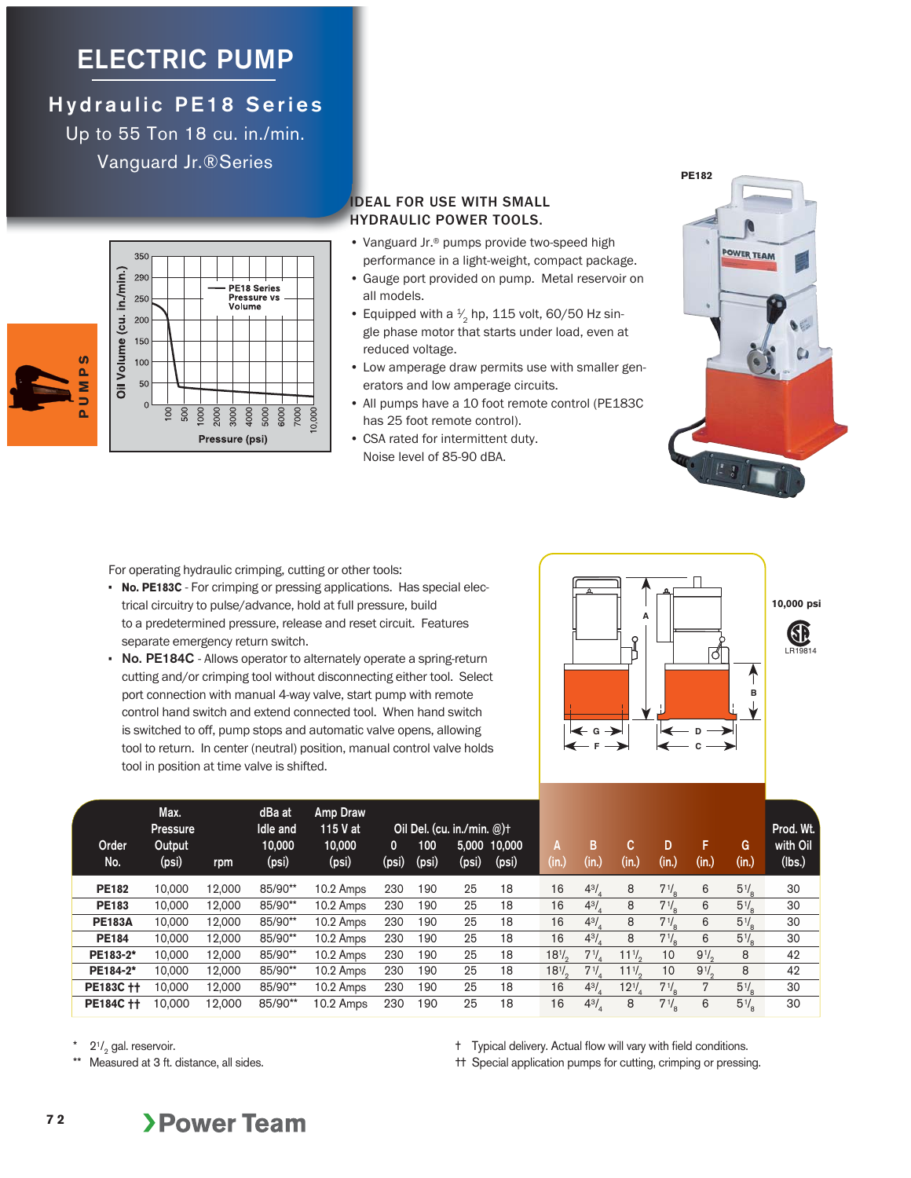# ELECTRIC PUMP

## Hydraulic PE18 Series

Up to 55 Ton 18 cu. in./min.

Vanguard Jr.®Series

### IDEAL FOR USE WITH SMALL HYDRAULIC POWER TOOLS.

- Vanguard Jr.® pumps provide two-speed high performance in a light-weight, compact package.
- Gauge port provided on pump. Metal reservoir on all models.
- Equipped with a ½ hp, 115 volt, 60/50 Hz single phase motor that starts under load, even at reduced voltage.
- Low amperage draw permits use with smaller generators and low amperage circuits.
- All pumps have a 10 foot remote control (PE183C has 25 foot remote control).
- CSA rated for intermittent duty. Noise level of 85-90 dBA.

PE182

For operating hydraulic crimping, cutting or other tools:

- **No. PE183C** - For crimping or pressing applications. Has special electrical circuitry to pulse/advance, hold at full pressure, build to a predetermined pressure, release and reset circuit. Features separate emergency return switch.
- **No. PE184C** - Allows operator to alternately operate a spring-return cutting and/or crimping tool without disconnecting either tool. Select port connection with manual 4-way valve, start pump with remote control hand switch and extend connected tool. When hand switch is switched to off, pump stops and automatic valve opens, allowing tool to return. In center (neutral) position, manual control valve holds tool in position at time valve is shifted.

10,000 psi

LR19814

| Order No. | Max. Pressure Output (psi) | rpm | dBa at Idle and 10,000 (psi) | Amp Draw 115 V at 10,000 (psi) | Oil Del. (cu. in./min. @)† 0 (psi) | 100 (psi) | 5,000 (psi) | 10,000 (psi) | A (in.) | B (in.) | C (in.) | D (in.) | F (in.) | G (in.) | Prod. Wt. with Oil (lbs.) |
|---|---|---|---|---|---|---|---|---|---|---|---|---|---|---|---|
| **PE182** | 10,000 | 12,000 | 85/90** | 10.2 Amps | 230 | 190 | 25 | 18 | 16 | 4¾ | 8 | 7⅛ | 6 | 5⅛ | 30 |
| **PE183** | 10,000 | 12,000 | 85/90** | 10.2 Amps | 230 | 190 | 25 | 18 | 16 | 4¾ | 8 | 7⅛ | 6 | 5⅛ | 30 |
| **PE183A** | 10,000 | 12,000 | 85/90** | 10.2 Amps | 230 | 190 | 25 | 18 | 16 | 4¾ | 8 | 7⅛ | 6 | 5⅛ | 30 |
| **PE184** | 10,000 | 12,000 | 85/90** | 10.2 Amps | 230 | 190 | 25 | 18 | 16 | 4¾ | 8 | 7⅛ | 6 | 5⅛ | 30 |
| **PE183-2*** | 10,000 | 12,000 | 85/90** | 10.2 Amps | 230 | 190 | 25 | 18 | 18½ | 7¼ | 11½ | 10 | 9½ | 8 | 42 |
| **PE184-2*** | 10,000 | 12,000 | 85/90** | 10.2 Amps | 230 | 190 | 25 | 18 | 18½ | 7¼ | 11½ | 10 | 9½ | 8 | 42 |
| **PE183C ††** | 10,000 | 12,000 | 85/90** | 10.2 Amps | 230 | 190 | 25 | 18 | 16 | 4¾ | 12¼ | 7⅛ | 7 | 5⅛ | 30 |
| **PE184C ††** | 10,000 | 12,000 | 85/90** | 10.2 Amps | 230 | 190 | 25 | 18 | 16 | 4¾ | 8 | 7⅛ | 6 | 5⅛ | 30 |

\* 2½ gal. reservoir.

** Measured at 3 ft. distance, all sides.

† Typical delivery. Actual flow will vary with field conditions.

†† Special application pumps for cutting, crimping or pressing.

Power Team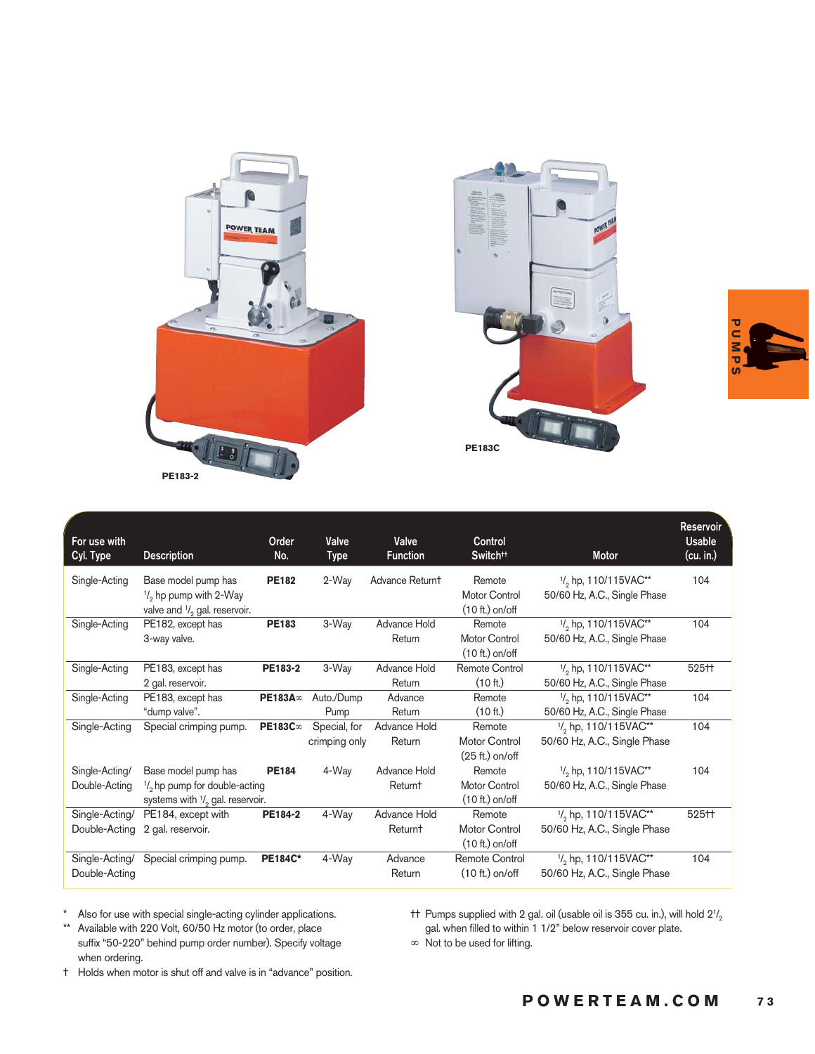PE183-2

PE183C

| For use with Cyl. Type | Description | Order No. | Valve Type | Valve Function | Control Switch†† | Motor | Reservoir Usable (cu. in.) |
|---|---|---|---|---|---|---|---|
| Single-Acting | Base model pump has $^{1}/_{2}$ hp pump with 2-Way valve and $^{1}/_{2}$ gal. reservoir. | **PE182** | 2-Way | Advance Return† | Remote Motor Control (10 ft.) on/off | $^{1}/_{2}$ hp, 110/115VAC** 50/60 Hz, A.C., Single Phase | 104 |
| Single-Acting | PE182, except has 3-way valve. | **PE183** | 3-Way | Advance Hold Return | Remote Motor Control (10 ft.) on/off | $^{1}/_{2}$ hp, 110/115VAC** 50/60 Hz, A.C., Single Phase | 104 |
| Single-Acting | PE183, except has 2 gal. reservoir. | **PE183-2** | 3-Way | Advance Hold Return | Remote Control (10 ft.) | $^{1}/_{2}$ hp, 110/115VAC** 50/60 Hz, A.C., Single Phase | 525†† |
| Single-Acting | PE183, except has "dump valve". | **PE183A**∞ | Auto./Dump Pump | Advance Return | Remote (10 ft.) | $^{1}/_{2}$ hp, 110/115VAC** 50/60 Hz, A.C., Single Phase | 104 |
| Single-Acting | Special crimping pump. | **PE183C**∞ | Special, for crimping only | Advance Hold Return | Remote Motor Control (25 ft.) on/off | $^{1}/_{2}$ hp, 110/115VAC** 50/60 Hz, A.C., Single Phase | 104 |
| Single-Acting/ Double-Acting | Base model pump has $^{1}/_{2}$ hp pump for double-acting systems with $^{1}/_{2}$ gal. reservoir. | **PE184** | 4-Way | Advance Hold Return† | Remote Motor Control (10 ft.) on/off | $^{1}/_{2}$ hp, 110/115VAC** 50/60 Hz, A.C., Single Phase | 104 |
| Single-Acting/ Double-Acting | PE184, except with 2 gal. reservoir. | **PE184-2** | 4-Way | Advance Hold Return† | Remote Motor Control (10 ft.) on/off | $^{1}/_{2}$ hp, 110/115VAC** 50/60 Hz, A.C., Single Phase | 525†† |
| Single-Acting/ Double-Acting | Special crimping pump. | **PE184C*** | 4-Way | Advance Return | Remote Control (10 ft.) on/off | $^{1}/_{2}$ hp, 110/115VAC** 50/60 Hz, A.C., Single Phase | 104 |

\* Also for use with special single-acting cylinder applications.

** Available with 220 Volt, 60/50 Hz motor (to order, place suffix "50-220" behind pump order number). Specify voltage when ordering.

† Holds when motor is shut off and valve is in "advance" position.

†† Pumps supplied with 2 gal. oil (usable oil is 355 cu. in.), will hold $2^{1}/_{2}$ gal. when filled to within 1 1/2" below reservoir cover plate.

∞ Not to be used for lifting.